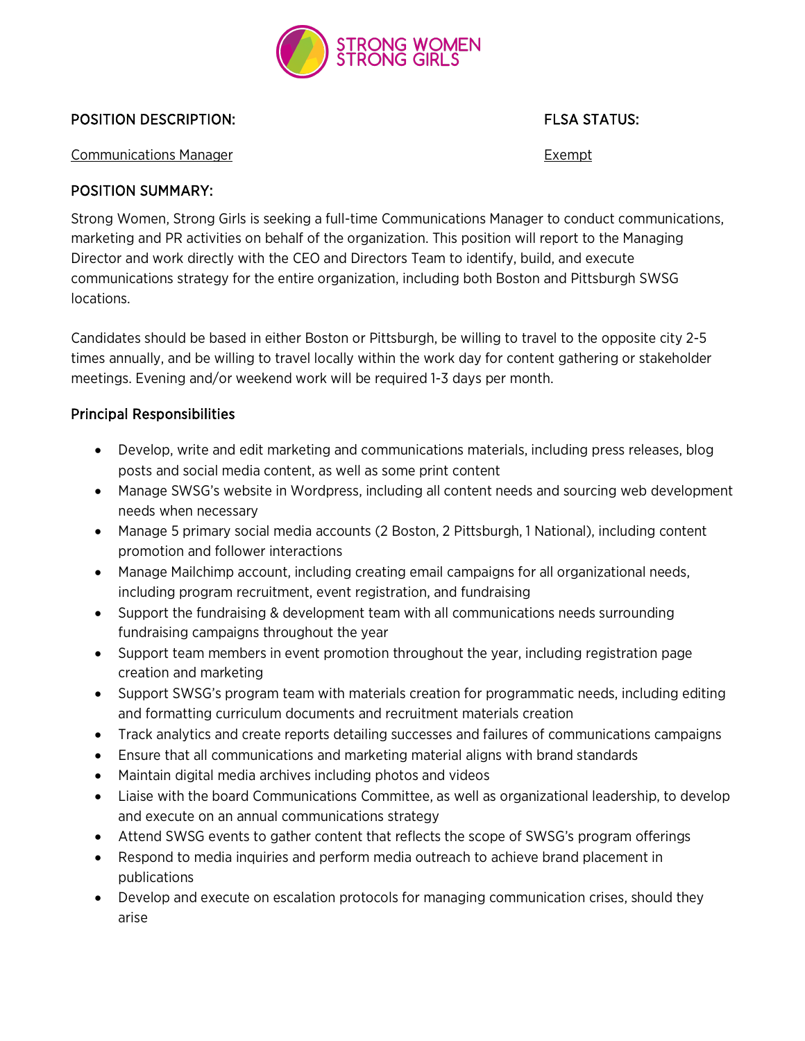STRONG WOMEN STRONG GIRLS

**POSITION DESCRIPTION:** **FLSA STATUS:**

Communications Manager — Exempt

**POSITION SUMMARY:**

Strong Women, Strong Girls is seeking a full-time Communications Manager to conduct communications, marketing and PR activities on behalf of the organization. This position will report to the Managing Director and work directly with the CEO and Directors Team to identify, build, and execute communications strategy for the entire organization, including both Boston and Pittsburgh SWSG locations.

Candidates should be based in either Boston or Pittsburgh, be willing to travel to the opposite city 2-5 times annually, and be willing to travel locally within the work day for content gathering or stakeholder meetings. Evening and/or weekend work will be required 1-3 days per month.

## Principal Responsibilities

- Develop, write and edit marketing and communications materials, including press releases, blog posts and social media content, as well as some print content
- Manage SWSG's website in Wordpress, including all content needs and sourcing web development needs when necessary
- Manage 5 primary social media accounts (2 Boston, 2 Pittsburgh, 1 National), including content promotion and follower interactions
- Manage Mailchimp account, including creating email campaigns for all organizational needs, including program recruitment, event registration, and fundraising
- Support the fundraising & development team with all communications needs surrounding fundraising campaigns throughout the year
- Support team members in event promotion throughout the year, including registration page creation and marketing
- Support SWSG's program team with materials creation for programmatic needs, including editing and formatting curriculum documents and recruitment materials creation
- Track analytics and create reports detailing successes and failures of communications campaigns
- Ensure that all communications and marketing material aligns with brand standards
- Maintain digital media archives including photos and videos
- Liaise with the board Communications Committee, as well as organizational leadership, to develop and execute on an annual communications strategy
- Attend SWSG events to gather content that reflects the scope of SWSG's program offerings
- Respond to media inquiries and perform media outreach to achieve brand placement in publications
- Develop and execute on escalation protocols for managing communication crises, should they arise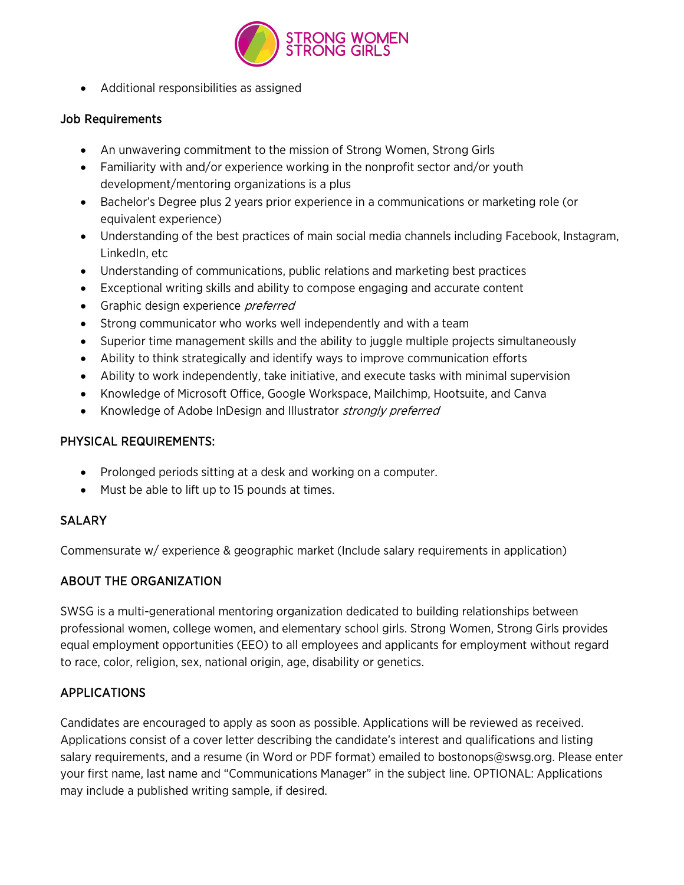- Additional responsibilities as assigned

### Job Requirements

- An unwavering commitment to the mission of Strong Women, Strong Girls
- Familiarity with and/or experience working in the nonprofit sector and/or youth development/mentoring organizations is a plus
- Bachelor's Degree plus 2 years prior experience in a communications or marketing role (or equivalent experience)
- Understanding of the best practices of main social media channels including Facebook, Instagram, LinkedIn, etc
- Understanding of communications, public relations and marketing best practices
- Exceptional writing skills and ability to compose engaging and accurate content
- Graphic design experience *preferred*
- Strong communicator who works well independently and with a team
- Superior time management skills and the ability to juggle multiple projects simultaneously
- Ability to think strategically and identify ways to improve communication efforts
- Ability to work independently, take initiative, and execute tasks with minimal supervision
- Knowledge of Microsoft Office, Google Workspace, Mailchimp, Hootsuite, and Canva
- Knowledge of Adobe InDesign and Illustrator *strongly preferred*

### PHYSICAL REQUIREMENTS:

- Prolonged periods sitting at a desk and working on a computer.
- Must be able to lift up to 15 pounds at times.

### SALARY

Commensurate w/ experience & geographic market (Include salary requirements in application)

### ABOUT THE ORGANIZATION

SWSG is a multi-generational mentoring organization dedicated to building relationships between professional women, college women, and elementary school girls. Strong Women, Strong Girls provides equal employment opportunities (EEO) to all employees and applicants for employment without regard to race, color, religion, sex, national origin, age, disability or genetics.

### APPLICATIONS

Candidates are encouraged to apply as soon as possible. Applications will be reviewed as received. Applications consist of a cover letter describing the candidate's interest and qualifications and listing salary requirements, and a resume (in Word or PDF format) emailed to bostonops@swsg.org. Please enter your first name, last name and "Communications Manager" in the subject line. OPTIONAL: Applications may include a published writing sample, if desired.